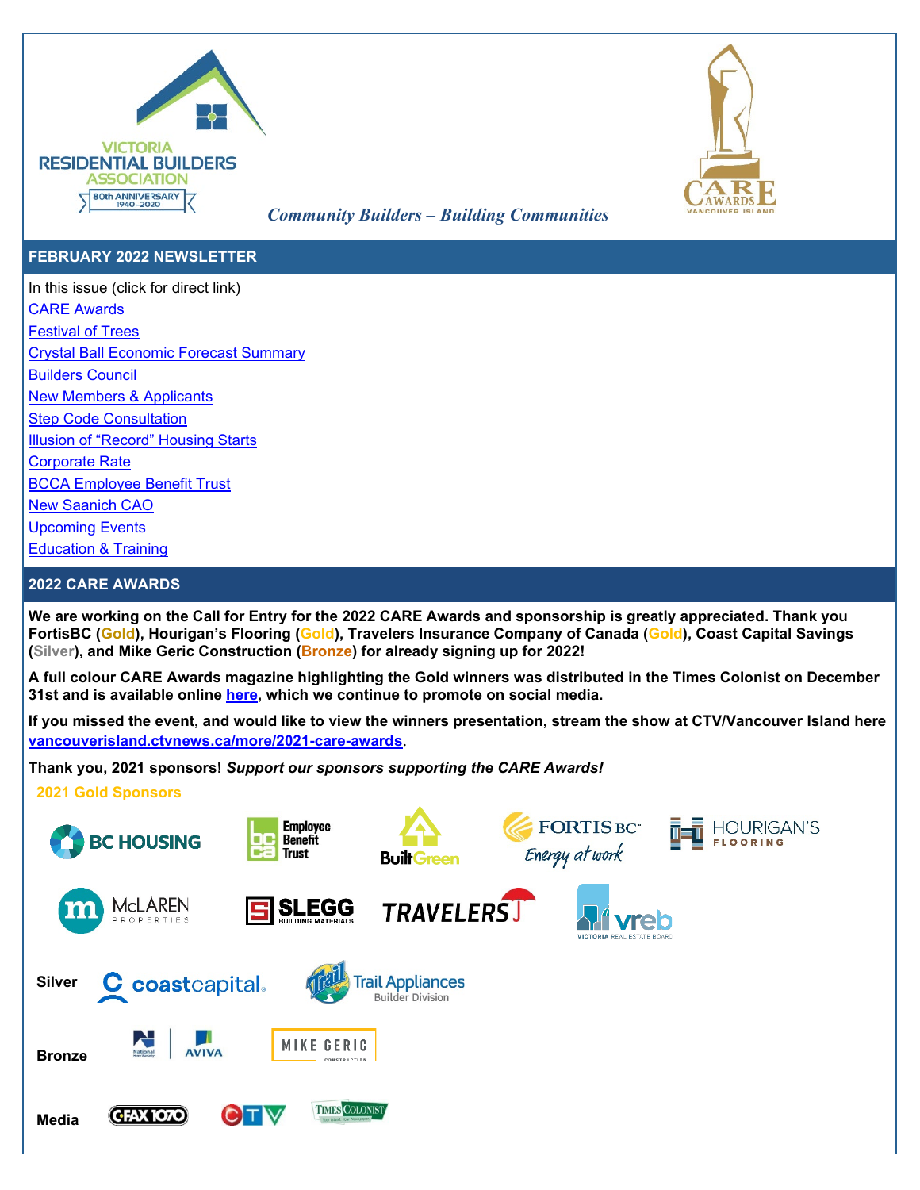VICTORIA RESIDENTIAL BUILDERS ASSOCIATION

80th ANNIVERSARY 1940–2020

*Community Builders – Building Communities*

CARE AWARDS VANCOUVER ISLAND

## FEBRUARY 2022 NEWSLETTER

In this issue (click for direct link)

- CARE Awards
- Festival of Trees
- Crystal Ball Economic Forecast Summary
- Builders Council
- New Members & Applicants
- Step Code Consultation
- Illusion of "Record" Housing Starts
- Corporate Rate
- BCCA Employee Benefit Trust
- New Saanich CAO
- Upcoming Events
- Education & Training

## 2022 CARE AWARDS

**We are working on the Call for Entry for the 2022 CARE Awards and sponsorship is greatly appreciated. Thank you FortisBC (Gold), Hourigan's Flooring (Gold), Travelers Insurance Company of Canada (Gold), Coast Capital Savings (Silver), and Mike Geric Construction (Bronze) for already signing up for 2022!**

**A full colour CARE Awards magazine highlighting the Gold winners was distributed in the Times Colonist on December 31st and is available online here, which we continue to promote on social media.**

**If you missed the event, and would like to view the winners presentation, stream the show at CTV/Vancouver Island here vancouverisland.ctvnews.ca/more/2021-care-awards.**

**Thank you, 2021 sponsors! *Support our sponsors supporting the CARE Awards!***

**2021 Gold Sponsors**

BC HOUSING, Employee Benefit Trust, Built Green, FORTIS BC Energy at work, HOURIGAN'S FLOORING, McLAREN PROPERTIES, SLEGG BUILDING MATERIALS, TRAVELERS, vreb VICTORIA REAL ESTATE BOARD

**Silver** coastcapital, Trail Appliances Builder Division

**Bronze** National Home Warranty, AVIVA, MIKE GERIC CONSTRUCTION

**Media** CFAX 1070, CTV, TIMES COLONIST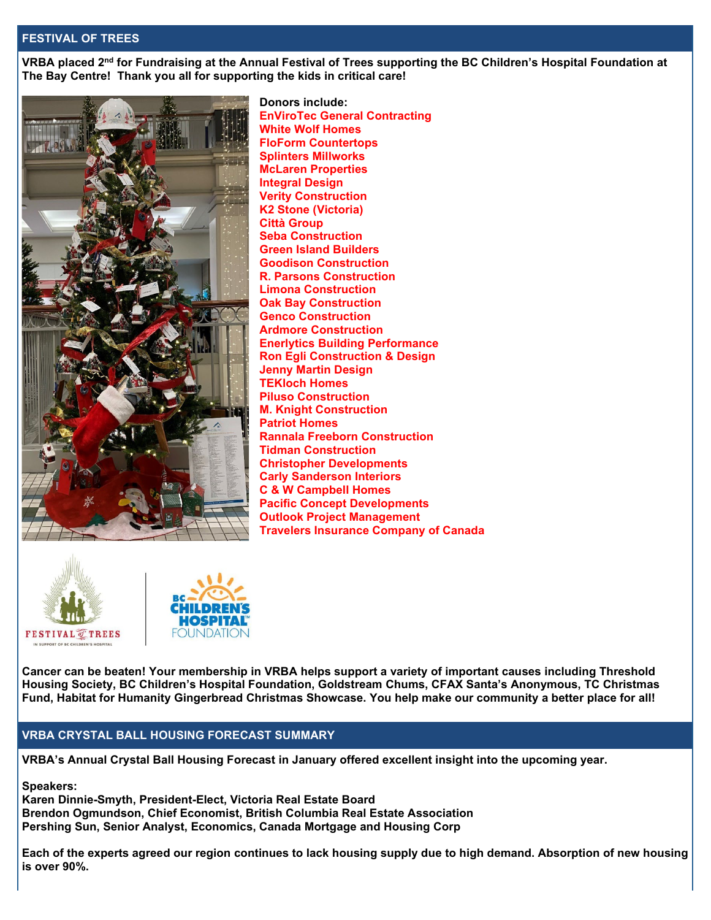## FESTIVAL OF TREES

**VRBA placed 2nd for Fundraising at the Annual Festival of Trees supporting the BC Children's Hospital Foundation at The Bay Centre! Thank you all for supporting the kids in critical care!**

**Donors include:**

**EnViroTec General Contracting**
**White Wolf Homes**
**FloForm Countertops**
**Splinters Millworks**
**McLaren Properties**
**Integral Design**
**Verity Construction**
**K2 Stone (Victoria)**
**Città Group**
**Seba Construction**
**Green Island Builders**
**Goodison Constuction**
**R. Parsons Construction**
**Limona Construction**
**Oak Bay Construction**
**Genco Construction**
**Ardmore Construction**
**Enerlytics Building Performance**
**Ron Egli Construction & Design**
**Jenny Martin Design**
**TEKloch Homes**
**Piluso Construction**
**M. Knight Construction**
**Patriot Homes**
**Rannala Freeborn Construction**
**Tidman Construction**
**Christopher Developments**
**Carly Sanderson Interiors**
**C & W Campbell Homes**
**Pacific Concept Developments**
**Outlook Project Management**
**Travelers Insurance Company of Canada**

**Cancer can be beaten! Your membership in VRBA helps support a variety of important causes including Threshold Housing Society, BC Children's Hospital Foundation, Goldstream Chums, CFAX Santa's Anonymous, TC Christmas Fund, Habitat for Humanity Gingerbread Christmas Showcase. You help make our community a better place for all!**

## VRBA CRYSTAL BALL HOUSING FORECAST SUMMARY

**VRBA's Annual Crystal Ball Housing Forecast in January offered excellent insight into the upcoming year.**

**Speakers:**
**Karen Dinnie-Smyth, President-Elect, Victoria Real Estate Board**
**Brendon Ogmundson, Chief Economist, British Columbia Real Estate Association**
**Pershing Sun, Senior Analyst, Economics, Canada Mortgage and Housing Corp**

**Each of the experts agreed our region continues to lack housing supply due to high demand. Absorption of new housing is over 90%.**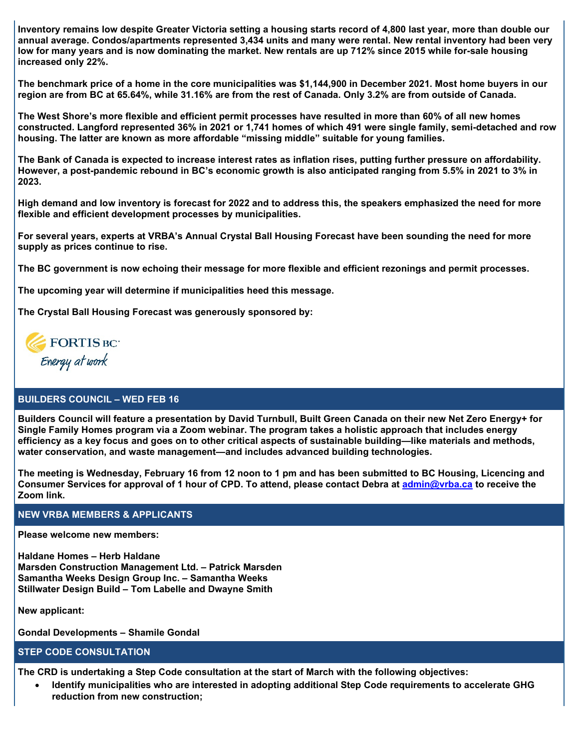**Inventory remains low despite Greater Victoria setting a housing starts record of 4,800 last year, more than double our annual average. Condos/apartments represented 3,434 units and many were rental. New rental inventory had been very low for many years and is now dominating the market. New rentals are up 712% since 2015 while for-sale housing increased only 22%.**

**The benchmark price of a home in the core municipalities was $1,144,900 in December 2021. Most home buyers in our region are from BC at 65.64%, while 31.16% are from the rest of Canada. Only 3.2% are from outside of Canada.**

**The West Shore's more flexible and efficient permit processes have resulted in more than 60% of all new homes constructed. Langford represented 36% in 2021 or 1,741 homes of which 491 were single family, semi-detached and row housing. The latter are known as more affordable "missing middle" suitable for young families.**

**The Bank of Canada is expected to increase interest rates as inflation rises, putting further pressure on affordability. However, a post-pandemic rebound in BC's economic growth is also anticipated ranging from 5.5% in 2021 to 3% in 2023.**

**High demand and low inventory is forecast for 2022 and to address this, the speakers emphasized the need for more flexible and efficient development processes by municipalities.**

**For several years, experts at VRBA's Annual Crystal Ball Housing Forecast have been sounding the need for more supply as prices continue to rise.**

**The BC government is now echoing their message for more flexible and efficient rezonings and permit processes.**

**The upcoming year will determine if municipalities heed this message.**

**The Crystal Ball Housing Forecast was generously sponsored by:**

FORTIS BC
*Energy at work*

## BUILDERS COUNCIL – WED FEB 16

**Builders Council will feature a presentation by David Turnbull, Built Green Canada on their new Net Zero Energy+ for Single Family Homes program via a Zoom webinar. The program takes a holistic approach that includes energy efficiency as a key focus and goes on to other critical aspects of sustainable building—like materials and methods, water conservation, and waste management—and includes advanced building technologies.**

**The meeting is Wednesday, February 16 from 12 noon to 1 pm and has been submitted to BC Housing, Licencing and Consumer Services for approval of 1 hour of CPD. To attend, please contact Debra at admin@vrba.ca to receive the Zoom link.**

## NEW VRBA MEMBERS & APPLICANTS

**Please welcome new members:**

**Haldane Homes – Herb Haldane**
**Marsden Construction Management Ltd. – Patrick Marsden**
**Samantha Weeks Design Group Inc. – Samantha Weeks**
**Stillwater Design Build – Tom Labelle and Dwayne Smith**

**New applicant:**

**Gondal Developments – Shamile Gondal**

## STEP CODE CONSULTATION

**The CRD is undertaking a Step Code consultation at the start of March with the following objectives:**

- **Identify municipalities who are interested in adopting additional Step Code requirements to accelerate GHG reduction from new construction;**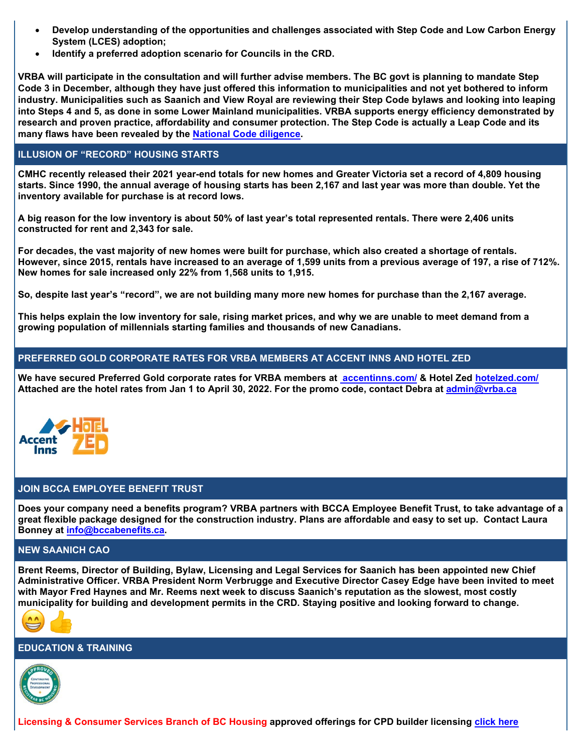- **Develop understanding of the opportunities and challenges associated with Step Code and Low Carbon Energy System (LCES) adoption;**
- **Identify a preferred adoption scenario for Councils in the CRD.**

**VRBA will participate in the consultation and will further advise members. The BC govt is planning to mandate Step Code 3 in December, although they have just offered this information to municipalities and not yet bothered to inform industry. Municipalities such as Saanich and View Royal are reviewing their Step Code bylaws and looking into leaping into Steps 4 and 5, as done in some Lower Mainland municipalities. VRBA supports energy efficiency demonstrated by research and proven practice, affordability and consumer protection. The Step Code is actually a Leap Code and its many flaws have been revealed by the [National Code diligence](#).**

## ILLUSION OF "RECORD" HOUSING STARTS

**CMHC recently released their 2021 year-end totals for new homes and Greater Victoria set a record of 4,809 housing starts. Since 1990, the annual average of housing starts has been 2,167 and last year was more than double. Yet the inventory available for purchase is at record lows.**

**A big reason for the low inventory is about 50% of last year's total represented rentals. There were 2,406 units constructed for rent and 2,343 for sale.**

**For decades, the vast majority of new homes were built for purchase, which also created a shortage of rentals. However, since 2015, rentals have increased to an average of 1,599 units from a previous average of 197, a rise of 712%. New homes for sale increased only 22% from 1,568 units to 1,915.**

**So, despite last year's "record", we are not building many more new homes for purchase than the 2,167 average.**

**This helps explain the low inventory for sale, rising market prices, and why we are unable to meet demand from a growing population of millennials starting families and thousands of new Canadians.**

## PREFERRED GOLD CORPORATE RATES FOR VRBA MEMBERS AT ACCENT INNS AND HOTEL ZED

**We have secured Preferred Gold corporate rates for VRBA members at [accentinns.com/](#) & Hotel Zed [hotelzed.com/](#) Attached are the hotel rates from Jan 1 to April 30, 2022. For the promo code, contact Debra at [admin@vrba.ca](#)**

## JOIN BCCA EMPLOYEE BENEFIT TRUST

**Does your company need a benefits program? VRBA partners with BCCA Employee Benefit Trust, to take advantage of a great flexible package designed for the construction industry. Plans are affordable and easy to set up. Contact Laura Bonney at [info@bccabenefits.ca](#).**

## NEW SAANICH CAO

**Brent Reems, Director of Building, Bylaw, Licensing and Legal Services for Saanich has been appointed new Chief Administrative Officer. VRBA President Norm Verbrugge and Executive Director Casey Edge have been invited to meet with Mayor Fred Haynes and Mr. Reems next week to discuss Saanich's reputation as the slowest, most costly municipality for building and development permits in the CRD. Staying positive and looking forward to change.**

😁👍

## EDUCATION & TRAINING

**Licensing & Consumer Services Branch of BC Housing approved offerings for CPD builder licensing [click here](#)**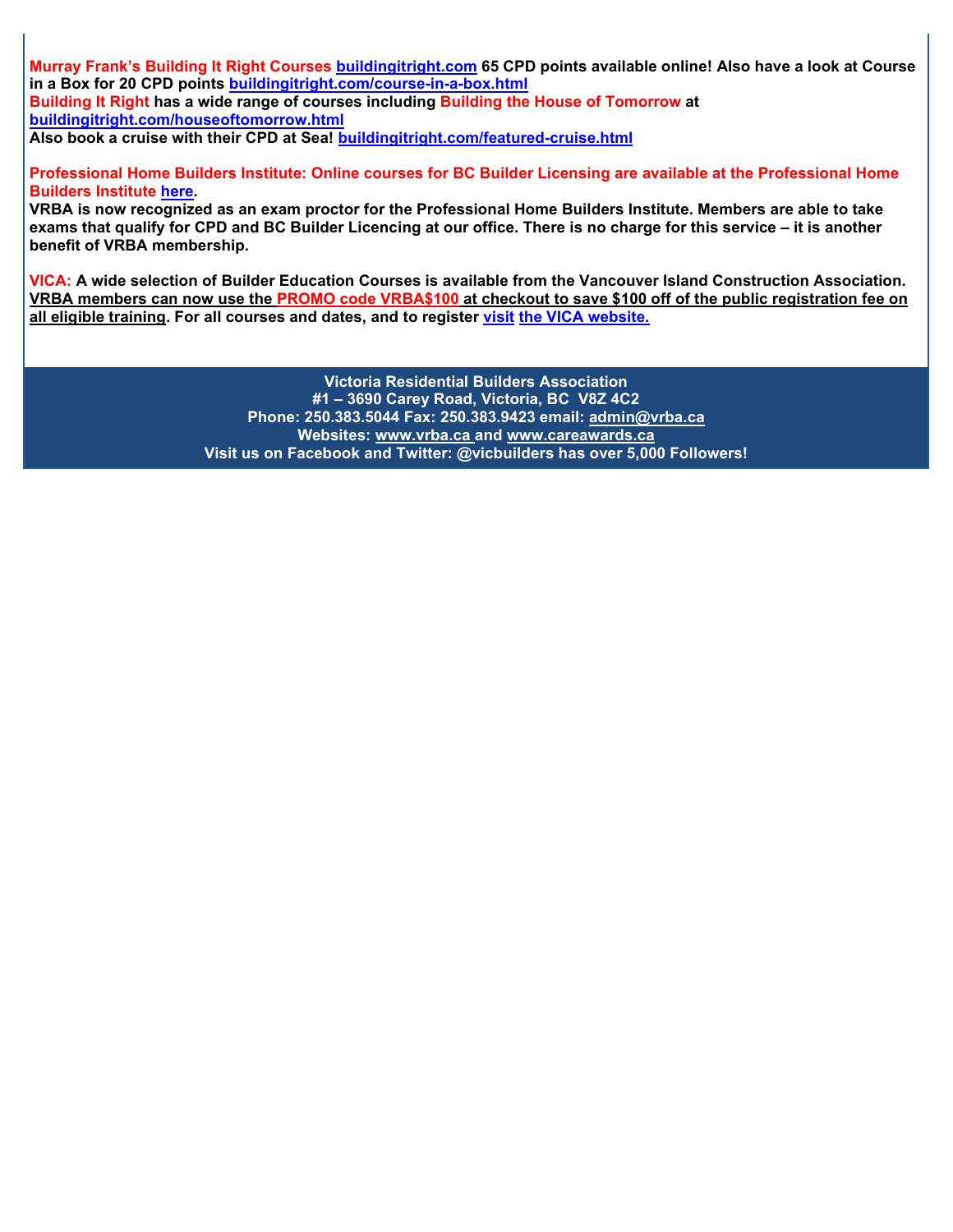**Murray Frank's Building It Right Courses [buildingitright.com](buildingitright.com) 65 CPD points available online! Also have a look at Course in a Box for 20 CPD points [buildingitright.com/course-in-a-box.html](buildingitright.com/course-in-a-box.html)**
**Building It Right has a wide range of courses including Building the House of Tomorrow at [buildingitright.com/houseoftomorrow.html](buildingitright.com/houseoftomorrow.html)**
**Also book a cruise with their CPD at Sea! [buildingitright.com/featured-cruise.html](buildingitright.com/featured-cruise.html)**

**Professional Home Builders Institute: Online courses for BC Builder Licensing are available at the Professional Home Builders Institute here.**
**VRBA is now recognized as an exam proctor for the Professional Home Builders Institute. Members are able to take exams that qualify for CPD and BC Builder Licencing at our office. There is no charge for this service – it is another benefit of VRBA membership.**

**VICA: A wide selection of Builder Education Courses is available from the Vancouver Island Construction Association. VRBA members can now use the PROMO code VRBA$100 at checkout to save $100 off of the public registration fee on all eligible training. For all courses and dates, and to register visit the VICA website.**

**Victoria Residential Builders Association**
**#1 – 3690 Carey Road, Victoria, BC V8Z 4C2**
**Phone: 250.383.5044 Fax: 250.383.9423 email: admin@vrba.ca**
**Websites: www.vrba.ca and www.careawards.ca**
**Visit us on Facebook and Twitter: @vicbuilders has over 5,000 Followers!**